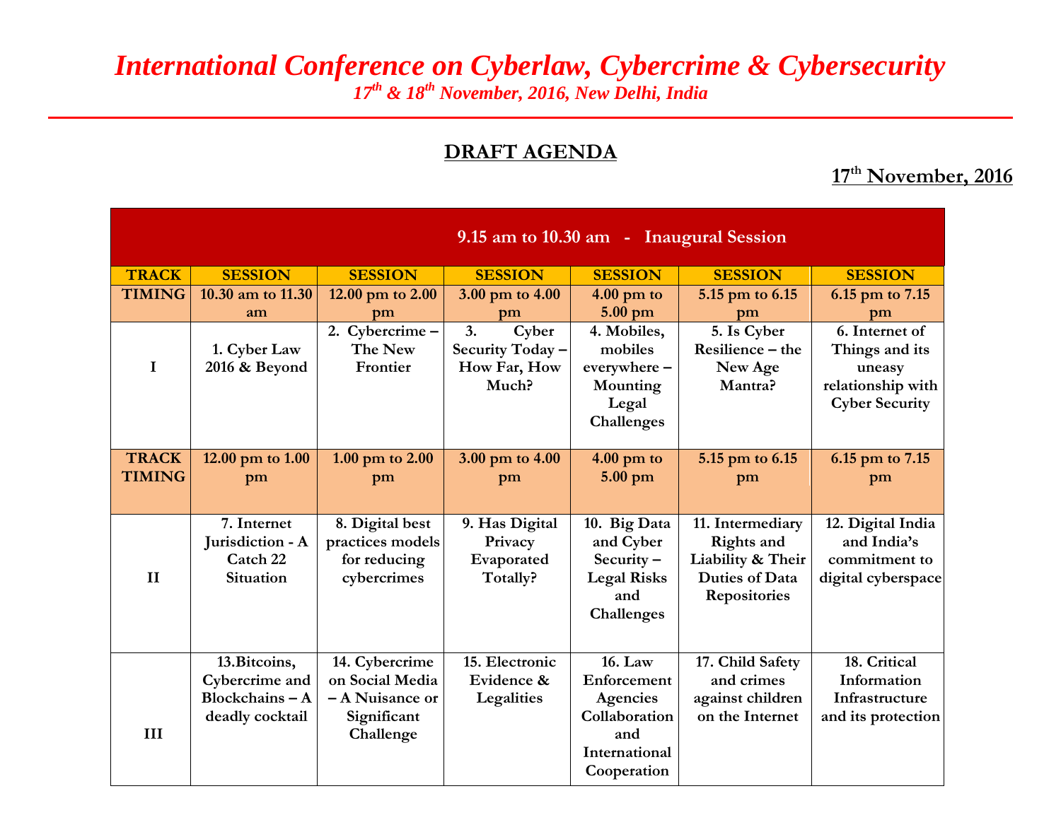# *International Conference on Cyberlaw, Cybercrime & Cybersecurity*

***17th & 18th November, 2016, New Delhi, India***

## DRAFT AGENDA

**17th November, 2016**

| 9.15 am to 10.30 am - Inaugural Session | | | | | | |
|---|---|---|---|---|---|---|
| **TRACK** | **SESSION** | **SESSION** | **SESSION** | **SESSION** | **SESSION** | **SESSION** |
| **TIMING** | **10.30 am to 11.30 am** | **12.00 pm to 2.00 pm** | **3.00 pm to 4.00 pm** | **4.00 pm to 5.00 pm** | **5.15 pm to 6.15 pm** | **6.15 pm to 7.15 pm** |
| **I** | **1. Cyber Law 2016 & Beyond** | **2. Cybercrime – The New Frontier** | **3. Cyber Security Today – How Far, How Much?** | **4. Mobiles, mobiles everywhere – Mounting Legal Challenges** | **5. Is Cyber Resilience – the New Age Mantra?** | **6. Internet of Things and its uneasy relationship with Cyber Security** |
| **TRACK TIMING** | **12.00 pm to 1.00 pm** | **1.00 pm to 2.00 pm** | **3.00 pm to 4.00 pm** | **4.00 pm to 5.00 pm** | **5.15 pm to 6.15 pm** | **6.15 pm to 7.15 pm** |
| **II** | **7. Internet Jurisdiction - A Catch 22 Situation** | **8. Digital best practices models for reducing cybercrimes** | **9. Has Digital Privacy Evaporated Totally?** | **10. Big Data and Cyber Security – Legal Risks and Challenges** | **11. Intermediary Rights and Liability & Their Duties of Data Repositories** | **12. Digital India and India's commitment to digital cyberspace** |
| **III** | **13.Bitcoins, Cybercrime and Blockchains – A deadly cocktail** | **14. Cybercrime on Social Media – A Nuisance or Significant Challenge** | **15. Electronic Evidence & Legalities** | **16. Law Enforcement Agencies Collaboration and International Cooperation** | **17. Child Safety and crimes against children on the Internet** | **18. Critical Information Infrastructure and its protection** |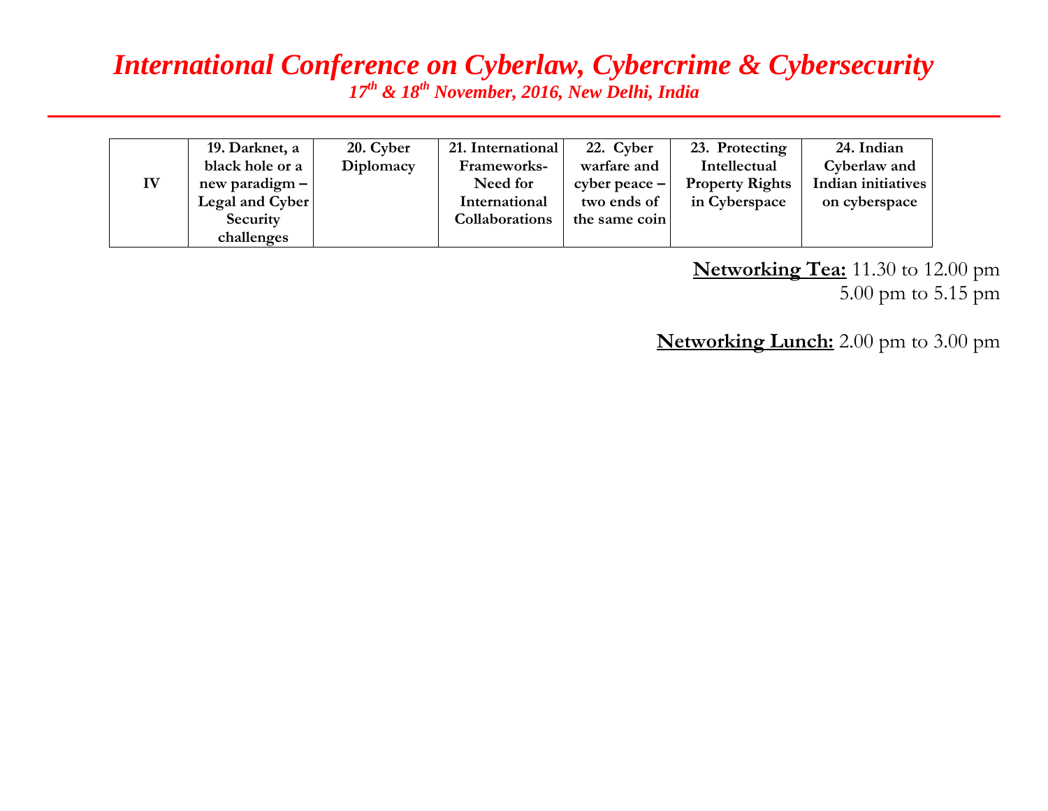| | | | | | | |
|---|---|---|---|---|---|---|
| **IV** | **19. Darknet, a black hole or a new paradigm – Legal and Cyber Security challenges** | **20. Cyber Diplomacy** | **21. International Frameworks-Need for International Collaborations** | **22. Cyber warfare and cyber peace – two ends of the same coin** | **23. Protecting Intellectual Property Rights in Cyberspace** | **24. Indian Cyberlaw and Indian initiatives on cyberspace** |

**Networking Tea:** 11.30 to 12.00 pm
5.00 pm to 5.15 pm

**Networking Lunch:** 2.00 pm to 3.00 pm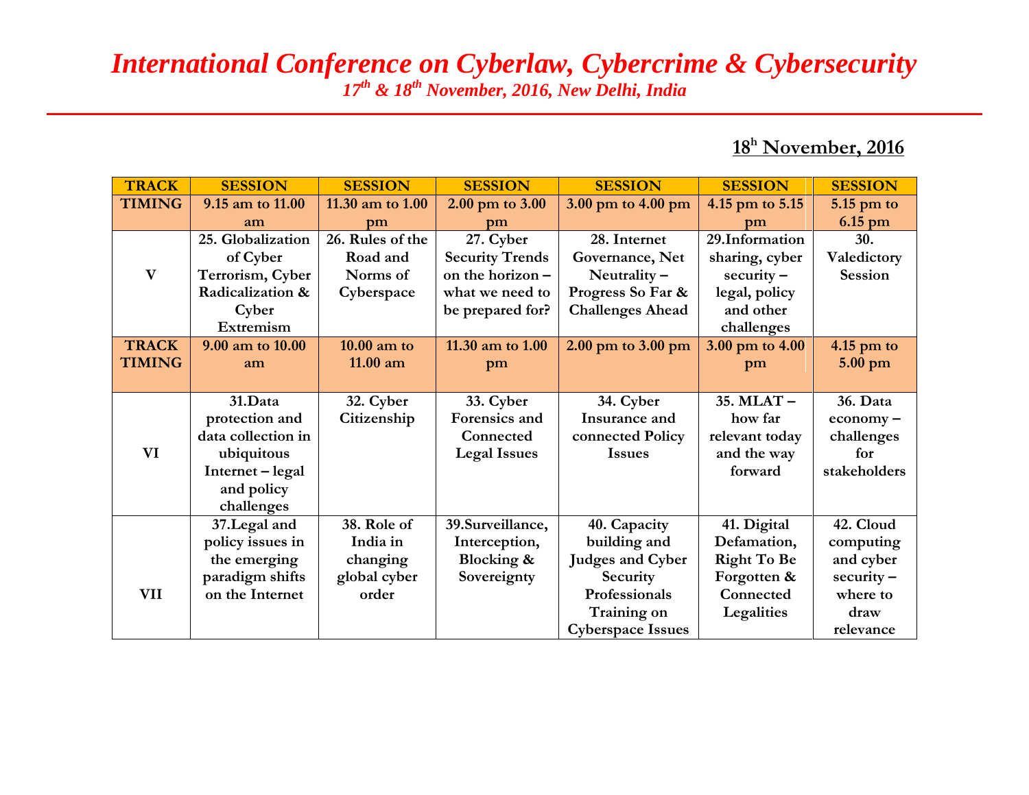# *International Conference on Cyberlaw, Cybercrime & Cybersecurity*

*17th & 18th November, 2016, New Delhi, India*

**18h November, 2016**

| TRACK | SESSION | SESSION | SESSION | SESSION | SESSION | SESSION |
|---|---|---|---|---|---|---|
| **TIMING** | **9.15 am to 11.00 am** | **11.30 am to 1.00 pm** | **2.00 pm to 3.00 pm** | **3.00 pm to 4.00 pm** | **4.15 pm to 5.15 pm** | **5.15 pm to 6.15 pm** |
| **V** | **25. Globalization of Cyber Terrorism, Cyber Radicalization & Cyber Extremism** | **26. Rules of the Road and Norms of Cyberspace** | **27. Cyber Security Trends on the horizon – what we need to be prepared for?** | **28. Internet Governance, Net Neutrality – Progress So Far & Challenges Ahead** | **29.Information sharing, cyber security – legal, policy and other challenges** | **30. Valedictory Session** |
| **TRACK TIMING** | **9.00 am to 10.00 am** | **10.00 am to 11.00 am** | **11.30 am to 1.00 pm** | **2.00 pm to 3.00 pm** | **3.00 pm to 4.00 pm** | **4.15 pm to 5.00 pm** |
| **VI** | **31.Data protection and data collection in ubiquitous Internet – legal and policy challenges** | **32. Cyber Citizenship** | **33. Cyber Forensics and Connected Legal Issues** | **34. Cyber Insurance and connected Policy Issues** | **35. MLAT – how far relevant today and the way forward** | **36. Data economy – challenges for stakeholders** |
| **VII** | **37.Legal and policy issues in the emerging paradigm shifts on the Internet** | **38. Role of India in changing global cyber order** | **39.Surveillance, Interception, Blocking & Sovereignty** | **40. Capacity building and Judges and Cyber Security Professionals Training on Cyberspace Issues** | **41. Digital Defamation, Right To Be Forgotten & Connected Legalities** | **42. Cloud computing and cyber security – where to draw relevance** |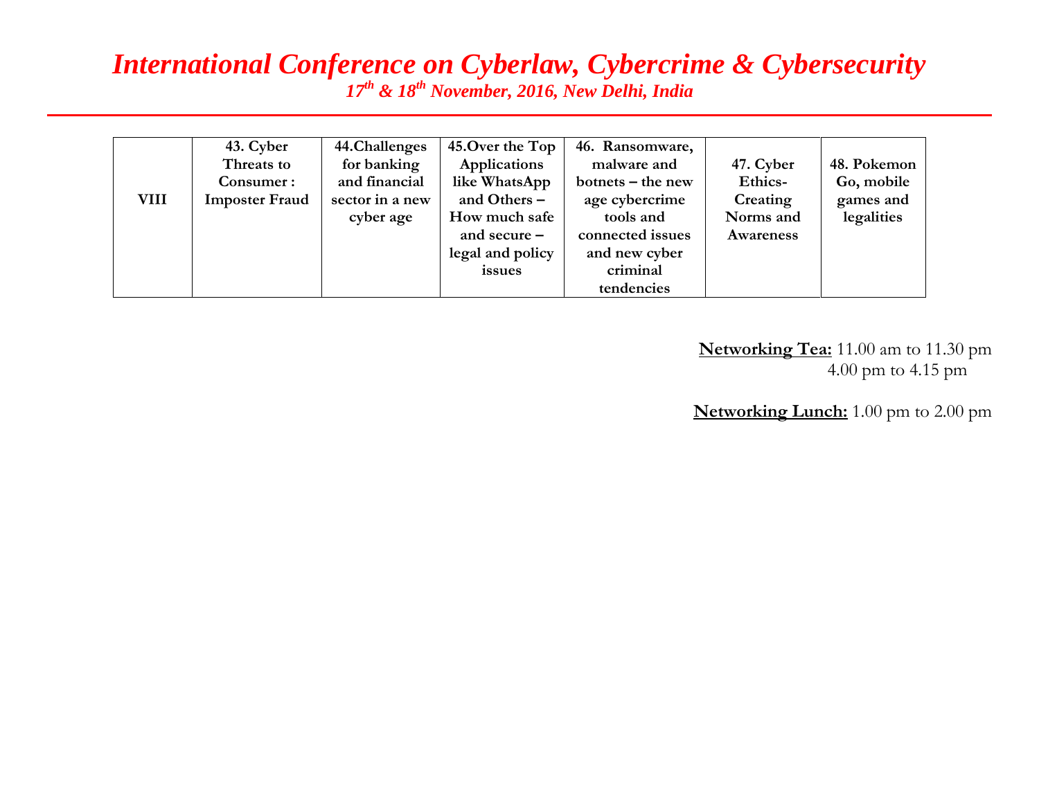| | | | | | | |
|---|---|---|---|---|---|---|
| **VIII** | **43. Cyber Threats to Consumer : Imposter Fraud** | **44.Challenges for banking and financial sector in a new cyber age** | **45.Over the Top Applications like WhatsApp and Others – How much safe and secure – legal and policy issues** | **46. Ransomware, malware and botnets – the new age cybercrime tools and connected issues and new cyber criminal tendencies** | **47. Cyber Ethics- Creating Norms and Awareness** | **48. Pokemon Go, mobile games and legalities** |

**Networking Tea:** 11.00 am to 11.30 pm
4.00 pm to 4.15 pm

**Networking Lunch:** 1.00 pm to 2.00 pm